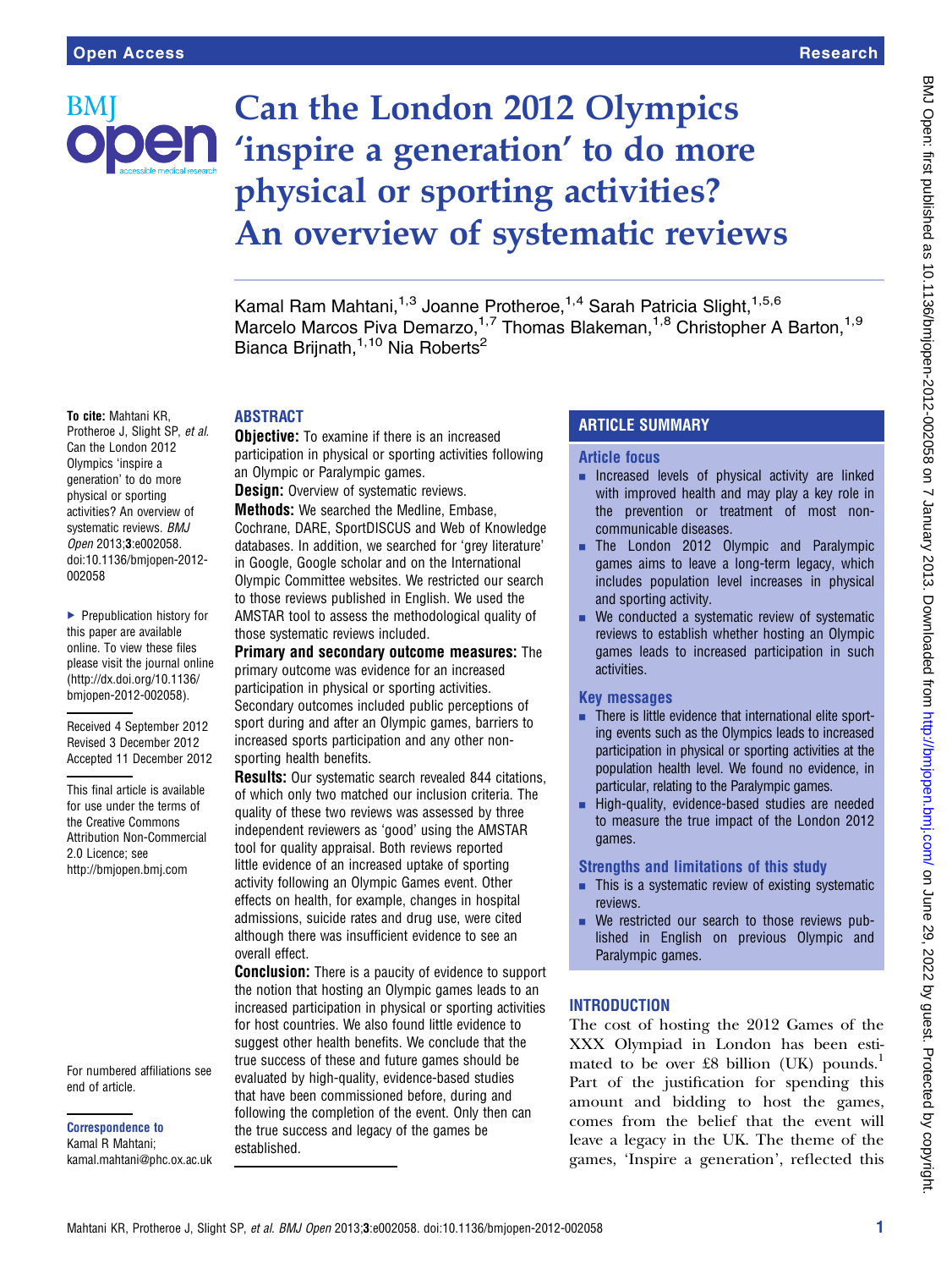# Can the London 2012 Olympics 'inspire a generation' to do more physical or sporting activities? An overview of systematic reviews

Kamal Ram Mahtani,[1,3] Joanne Protheroe,[1,4] Sarah Patricia Slight,[1,5,6] Marcelo Marcos Piva Demarzo,[1,7] Thomas Blakeman,[1,8] Christopher A Barton,[1,9] Bianca Brijnath,[1,10] Nia Roberts[2]

**To cite:** Mahtani KR, Protheroe J, Slight SP, *et al*. Can the London 2012 Olympics 'inspire a generation' to do more physical or sporting activities? An overview of systematic reviews. *BMJ Open* 2013;**3**:e002058. doi:10.1136/bmjopen-2012-002058

▶ Prepublication history for this paper are available online. To view these files please visit the journal online (http://dx.doi.org/10.1136/bmjopen-2012-002058).

Received 4 September 2012
Revised 3 December 2012
Accepted 11 December 2012

This final article is available for use under the terms of the Creative Commons Attribution Non-Commercial 2.0 Licence; see http://bmjopen.bmj.com

For numbered affiliations see end of article.

**Correspondence to**
Kamal R Mahtani;
kamal.mahtani@phc.ox.ac.uk

## ABSTRACT

**Objective:** To examine if there is an increased participation in physical or sporting activities following an Olympic or Paralympic games.

**Design:** Overview of systematic reviews.

**Methods:** We searched the Medline, Embase, Cochrane, DARE, SportDISCUS and Web of Knowledge databases. In addition, we searched for 'grey literature' in Google, Google scholar and on the International Olympic Committee websites. We restricted our search to those reviews published in English. We used the AMSTAR tool to assess the methodological quality of those systematic reviews included.

**Primary and secondary outcome measures:** The primary outcome was evidence for an increased participation in physical or sporting activities. Secondary outcomes included public perceptions of sport during and after an Olympic games, barriers to increased sports participation and any other non-sporting health benefits.

**Results:** Our systematic search revealed 844 citations, of which only two matched our inclusion criteria. The quality of these two reviews was assessed by three independent reviewers as 'good' using the AMSTAR tool for quality appraisal. Both reviews reported little evidence of an increased uptake of sporting activity following an Olympic Games event. Other effects on health, for example, changes in hospital admissions, suicide rates and drug use, were cited although there was insufficient evidence to see an overall effect.

**Conclusion:** There is a paucity of evidence to support the notion that hosting an Olympic games leads to an increased participation in physical or sporting activities for host countries. We also found little evidence to suggest other health benefits. We conclude that the true success of these and future games should be evaluated by high-quality, evidence-based studies that have been commissioned before, during and following the completion of the event. Only then can the true success and legacy of the games be established.

## ARTICLE SUMMARY

### Article focus

- Increased levels of physical activity are linked with improved health and may play a key role in the prevention or treatment of most non-communicable diseases.
- The London 2012 Olympic and Paralympic games aims to leave a long-term legacy, which includes population level increases in physical and sporting activity.
- We conducted a systematic review of systematic reviews to establish whether hosting an Olympic games leads to increased participation in such activities.

### Key messages

- There is little evidence that international elite sporting events such as the Olympics leads to increased participation in physical or sporting activities at the population health level. We found no evidence, in particular, relating to the Paralympic games.
- High-quality, evidence-based studies are needed to measure the true impact of the London 2012 games.

### Strengths and limitations of this study

- This is a systematic review of existing systematic reviews.
- We restricted our search to those reviews published in English on previous Olympic and Paralympic games.

## INTRODUCTION

The cost of hosting the 2012 Games of the XXX Olympiad in London has been estimated to be over £8 billion (UK) pounds.[1] Part of the justification for spending this amount and bidding to host the games, comes from the belief that the event will leave a legacy in the UK. The theme of the games, 'Inspire a generation', reflected this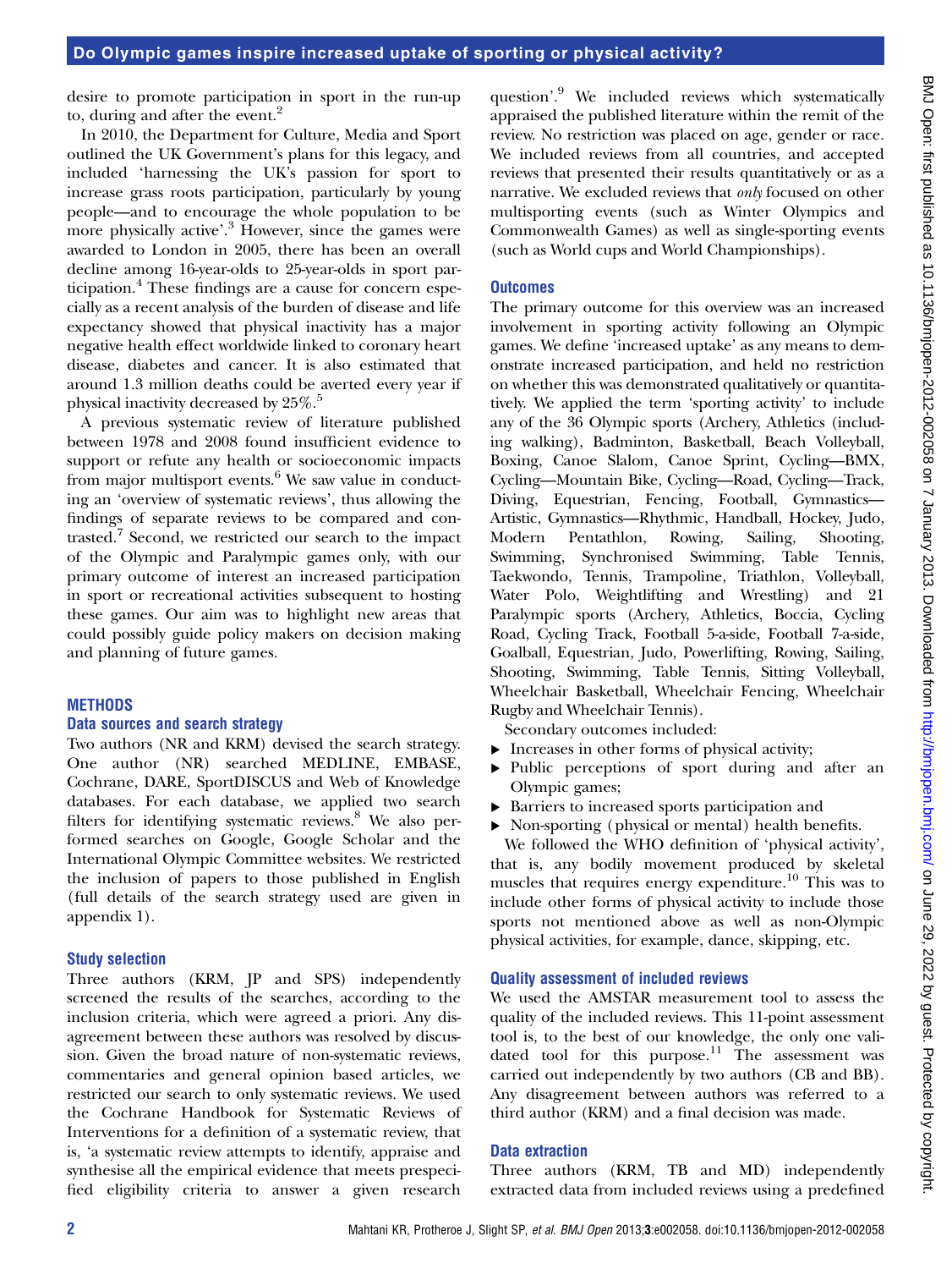desire to promote participation in sport in the run-up to, during and after the event.[2]

In 2010, the Department for Culture, Media and Sport outlined the UK Government's plans for this legacy, and included 'harnessing the UK's passion for sport to increase grass roots participation, particularly by young people—and to encourage the whole population to be more physically active'.[3] However, since the games were awarded to London in 2005, there has been an overall decline among 16-year-olds to 25-year-olds in sport participation.[4] These findings are a cause for concern especially as a recent analysis of the burden of disease and life expectancy showed that physical inactivity has a major negative health effect worldwide linked to coronary heart disease, diabetes and cancer. It is also estimated that around 1.3 million deaths could be averted every year if physical inactivity decreased by 25%.[5]

A previous systematic review of literature published between 1978 and 2008 found insufficient evidence to support or refute any health or socioeconomic impacts from major multisport events.[6] We saw value in conducting an 'overview of systematic reviews', thus allowing the findings of separate reviews to be compared and contrasted.[7] Second, we restricted our search to the impact of the Olympic and Paralympic games only, with our primary outcome of interest an increased participation in sport or recreational activities subsequent to hosting these games. Our aim was to highlight new areas that could possibly guide policy makers on decision making and planning of future games.

## METHODS

### Data sources and search strategy

Two authors (NR and KRM) devised the search strategy. One author (NR) searched MEDLINE, EMBASE, Cochrane, DARE, SportDISCUS and Web of Knowledge databases. For each database, we applied two search filters for identifying systematic reviews.[8] We also performed searches on Google, Google Scholar and the International Olympic Committee websites. We restricted the inclusion of papers to those published in English (full details of the search strategy used are given in appendix 1).

### Study selection

Three authors (KRM, JP and SPS) independently screened the results of the searches, according to the inclusion criteria, which were agreed a priori. Any disagreement between these authors was resolved by discussion. Given the broad nature of non-systematic reviews, commentaries and general opinion based articles, we restricted our search to only systematic reviews. We used the Cochrane Handbook for Systematic Reviews of Interventions for a definition of a systematic review, that is, 'a systematic review attempts to identify, appraise and synthesise all the empirical evidence that meets prespecified eligibility criteria to answer a given research question'.[9] We included reviews which systematically appraised the published literature within the remit of the review. No restriction was placed on age, gender or race. We included reviews from all countries, and accepted reviews that presented their results quantitatively or as a narrative. We excluded reviews that *only* focused on other multisporting events (such as Winter Olympics and Commonwealth Games) as well as single-sporting events (such as World cups and World Championships).

### Outcomes

The primary outcome for this overview was an increased involvement in sporting activity following an Olympic games. We define 'increased uptake' as any means to demonstrate increased participation, and held no restriction on whether this was demonstrated qualitatively or quantitatively. We applied the term 'sporting activity' to include any of the 36 Olympic sports (Archery, Athletics (including walking), Badminton, Basketball, Beach Volleyball, Boxing, Canoe Slalom, Canoe Sprint, Cycling—BMX, Cycling—Mountain Bike, Cycling—Road, Cycling—Track, Diving, Equestrian, Fencing, Football, Gymnastics—Artistic, Gymnastics—Rhythmic, Handball, Hockey, Judo, Modern Pentathlon, Rowing, Sailing, Shooting, Swimming, Synchronised Swimming, Table Tennis, Taekwondo, Tennis, Trampoline, Triathlon, Volleyball, Water Polo, Weightlifting and Wrestling) and 21 Paralympic sports (Archery, Athletics, Boccia, Cycling Road, Cycling Track, Football 5-a-side, Football 7-a-side, Goalball, Equestrian, Judo, Powerlifting, Rowing, Sailing, Shooting, Swimming, Table Tennis, Sitting Volleyball, Wheelchair Basketball, Wheelchair Fencing, Wheelchair Rugby and Wheelchair Tennis).

Secondary outcomes included:

- Increases in other forms of physical activity;
- Public perceptions of sport during and after an Olympic games;
- Barriers to increased sports participation and
- Non-sporting (physical or mental) health benefits.

We followed the WHO definition of 'physical activity', that is, any bodily movement produced by skeletal muscles that requires energy expenditure.[10] This was to include other forms of physical activity to include those sports not mentioned above as well as non-Olympic physical activities, for example, dance, skipping, etc.

### Quality assessment of included reviews

We used the AMSTAR measurement tool to assess the quality of the included reviews. This 11-point assessment tool is, to the best of our knowledge, the only one validated tool for this purpose.[11] The assessment was carried out independently by two authors (CB and BB). Any disagreement between authors was referred to a third author (KRM) and a final decision was made.

### Data extraction

Three authors (KRM, TB and MD) independently extracted data from included reviews using a predefined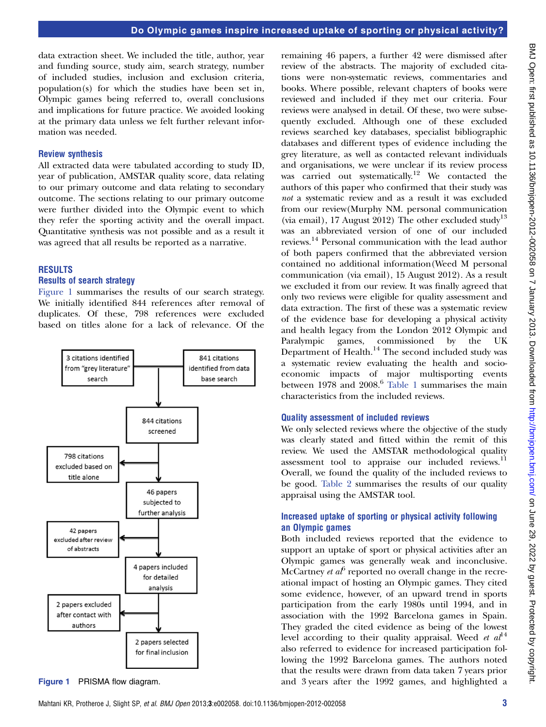data extraction sheet. We included the title, author, year and funding source, study aim, search strategy, number of included studies, inclusion and exclusion criteria, population(s) for which the studies have been set in, Olympic games being referred to, overall conclusions and implications for future practice. We avoided looking at the primary data unless we felt further relevant information was needed.

### Review synthesis

All extracted data were tabulated according to study ID, year of publication, AMSTAR quality score, data relating to our primary outcome and data relating to secondary outcome. The sections relating to our primary outcome were further divided into the Olympic event to which they refer the sporting activity and the overall impact. Quantitative synthesis was not possible and as a result it was agreed that all results be reported as a narrative.

## RESULTS

### Results of search strategy

Figure 1 summarises the results of our search strategy. We initially identified 844 references after removal of duplicates. Of these, 798 references were excluded based on titles alone for a lack of relevance. Of the remaining 46 papers, a further 42 were dismissed after review of the abstracts. The majority of excluded citations were non-systematic reviews, commentaries and books. Where possible, relevant chapters of books were reviewed and included if they met our criteria. Four reviews were analysed in detail. Of these, two were subsequently excluded. Although one of these excluded reviews searched key databases, specialist bibliographic databases and different types of evidence including the grey literature, as well as contacted relevant individuals and organisations, we were unclear if its review process was carried out systematically.[12] We contacted the authors of this paper who confirmed that their study was *not* a systematic review and as a result it was excluded from our review(Murphy NM. personal communication (via email), 17 August 2012) The other excluded study[13] was an abbreviated version of one of our included reviews.[14] Personal communication with the lead author of both papers confirmed that the abbreviated version contained no additional information(Weed M personal communication (via email), 15 August 2012). As a result we excluded it from our review. It was finally agreed that only two reviews were eligible for quality assessment and data extraction. The first of these was a systematic review of the evidence base for developing a physical activity and health legacy from the London 2012 Olympic and Paralympic games, commissioned by the UK Department of Health.[14] The second included study was a systematic review evaluating the health and socio-economic impacts of major multisporting events between 1978 and 2008.[6] Table 1 summarises the main characteristics from the included reviews.

3 citations identified from "grey literature" search

841 citations identified from data base search

844 citations screened

798 citations excluded based on title alone

46 papers subjected to further analysis

42 papers excluded after review of abstracts

4 papers included for detailed analysis

2 papers excluded after contact with authors

2 papers selected for final inclusion

**Figure 1** PRISMA flow diagram.

### Quality assessment of included reviews

We only selected reviews where the objective of the study was clearly stated and fitted within the remit of this review. We used the AMSTAR methodological quality assessment tool to appraise our included reviews.[11] Overall, we found the quality of the included reviews to be good. Table 2 summarises the results of our quality appraisal using the AMSTAR tool.

### Increased uptake of sporting or physical activity following an Olympic games

Both included reviews reported that the evidence to support an uptake of sport or physical activities after an Olympic games was generally weak and inconclusive. McCartney *et al*[6] reported no overall change in the recreational impact of hosting an Olympic games. They cited some evidence, however, of an upward trend in sports participation from the early 1980s until 1994, and in association with the 1992 Barcelona games in Spain. They graded the cited evidence as being of the lowest level according to their quality appraisal. Weed *et al*[14] also referred to evidence for increased participation following the 1992 Barcelona games. The authors noted that the results were drawn from data taken 7 years prior and 3 years after the 1992 games, and highlighted a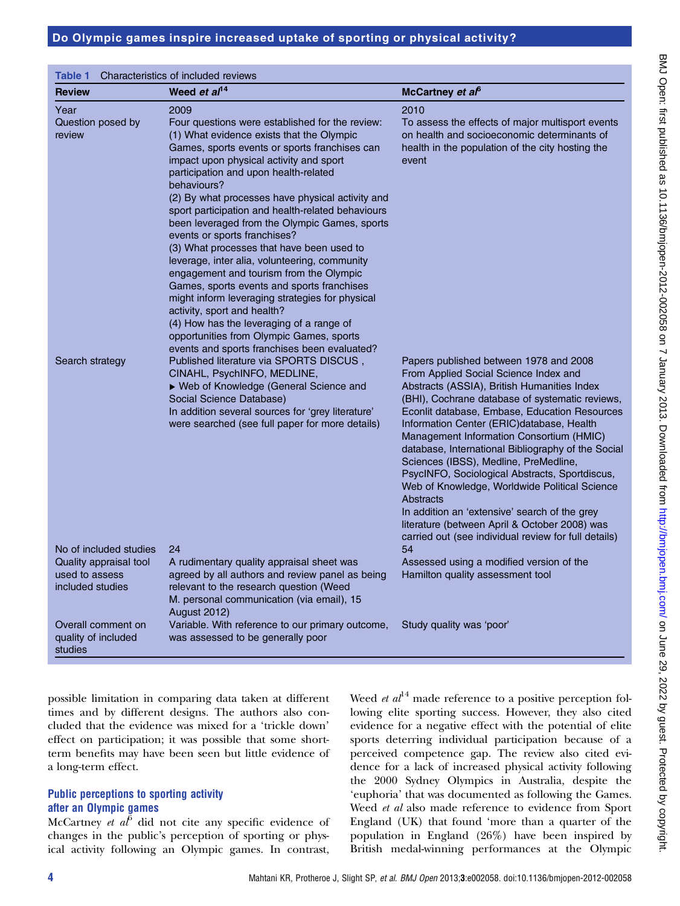**Table 1** Characteristics of included reviews

| Review | Weed *et al*[14] | McCartney *et al*[6] |
|---|---|---|
| Year | 2009 | 2010 |
| Question posed by review | Four questions were established for the review: (1) What evidence exists that the Olympic Games, sports events or sports franchises can impact upon physical activity and sport participation and upon health-related behaviours? (2) By what processes have physical activity and sport participation and health-related behaviours been leveraged from the Olympic Games, sports events or sports franchises? (3) What processes that have been used to leverage, inter alia, volunteering, community engagement and tourism from the Olympic Games, sports events and sports franchises might inform leveraging strategies for physical activity, sport and health? (4) How has the leveraging of a range of opportunities from Olympic Games, sports events and sports franchises been evaluated? | To assess the effects of major multisport events on health and socioeconomic determinants of health in the population of the city hosting the event |
| Search strategy | Published literature via SPORTS DISCUS , CINAHL, PsychINFO, MEDLINE, ▸ Web of Knowledge (General Science and Social Science Database) In addition several sources for 'grey literature' were searched (see full paper for more details) | Papers published between 1978 and 2008 From Applied Social Science Index and Abstracts (ASSIA), British Humanities Index (BHI), Cochrane database of systematic reviews, Econlit database, Embase, Education Resources Information Center (ERIC)database, Health Management Information Consortium (HMIC) database, International Bibliography of the Social Sciences (IBSS), Medline, PreMedline, PsycINFO, Sociological Abstracts, Sportdiscus, Web of Knowledge, Worldwide Political Science Abstracts In addition an 'extensive' search of the grey literature (between April & October 2008) was carried out (see individual review for full details) |
| No of included studies | 24 | 54 |
| Quality appraisal tool used to assess included studies | A rudimentary quality appraisal sheet was agreed by all authors and review panel as being relevant to the research question (Weed M. personal communication (via email), 15 August 2012) | Assessed using a modified version of the Hamilton quality assessment tool |
| Overall comment on quality of included studies | Variable. With reference to our primary outcome, was assessed to be generally poor | Study quality was 'poor' |

possible limitation in comparing data taken at different times and by different designs. The authors also concluded that the evidence was mixed for a 'trickle down' effect on participation; it was possible that some short-term benefits may have been seen but little evidence of a long-term effect.

### Public perceptions to sporting activity after an Olympic games

McCartney *et al*[6] did not cite any specific evidence of changes in the public's perception of sporting or physical activity following an Olympic games. In contrast, Weed *et al*[14] made reference to a positive perception following elite sporting success. However, they also cited evidence for a negative effect with the potential of elite sports deterring individual participation because of a perceived competence gap. The review also cited evidence for a lack of increased physical activity following the 2000 Sydney Olympics in Australia, despite the 'euphoria' that was documented as following the Games. Weed *et al* also made reference to evidence from Sport England (UK) that found 'more than a quarter of the population in England (26%) have been inspired by British medal-winning performances at the Olympic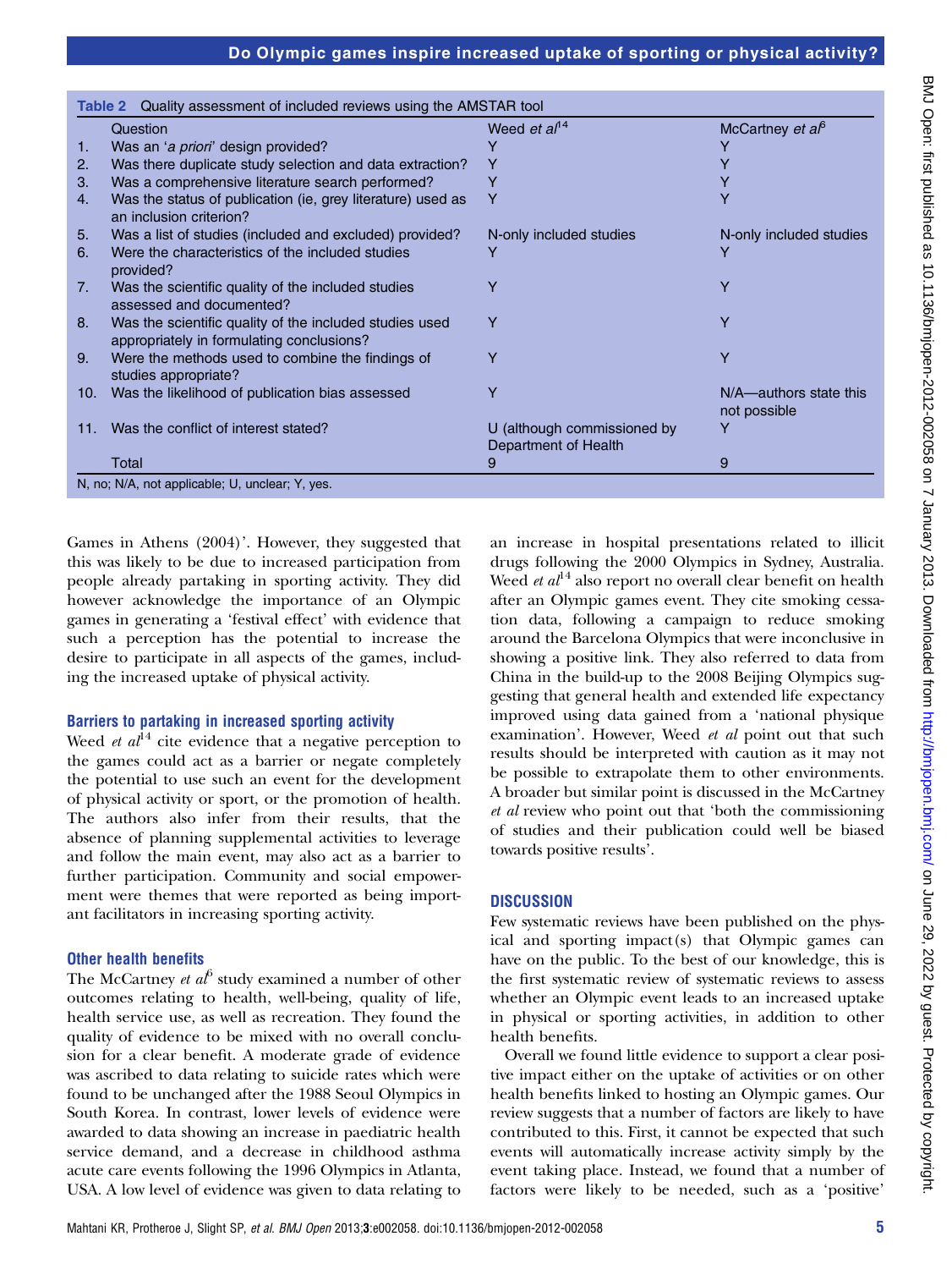**Table 2** Quality assessment of included reviews using the AMSTAR tool

| | Question | Weed *et al*[14] | McCartney *et al*[6] |
|---|---|---|---|
| 1. | Was an '*a priori*' design provided? | Y | Y |
| 2. | Was there duplicate study selection and data extraction? | Y | Y |
| 3. | Was a comprehensive literature search performed? | Y | Y |
| 4. | Was the status of publication (ie, grey literature) used as an inclusion criterion? | Y | Y |
| 5. | Was a list of studies (included and excluded) provided? | N-only included studies | N-only included studies |
| 6. | Were the characteristics of the included studies provided? | Y | Y |
| 7. | Was the scientific quality of the included studies assessed and documented? | Y | Y |
| 8. | Was the scientific quality of the included studies used appropriately in formulating conclusions? | Y | Y |
| 9. | Were the methods used to combine the findings of studies appropriate? | Y | Y |
| 10. | Was the likelihood of publication bias assessed | Y | N/A—authors state this not possible |
| 11. | Was the conflict of interest stated? | U (although commissioned by Department of Health | Y |
| | Total | 9 | 9 |

N, no; N/A, not applicable; U, unclear; Y, yes.

Games in Athens (2004)'. However, they suggested that this was likely to be due to increased participation from people already partaking in sporting activity. They did however acknowledge the importance of an Olympic games in generating a 'festival effect' with evidence that such a perception has the potential to increase the desire to participate in all aspects of the games, including the increased uptake of physical activity.

### Barriers to partaking in increased sporting activity

Weed *et al*[14] cite evidence that a negative perception to the games could act as a barrier or negate completely the potential to use such an event for the development of physical activity or sport, or the promotion of health. The authors also infer from their results, that the absence of planning supplemental activities to leverage and follow the main event, may also act as a barrier to further participation. Community and social empowerment were themes that were reported as being important facilitators in increasing sporting activity.

### Other health benefits

The McCartney *et al*[6] study examined a number of other outcomes relating to health, well-being, quality of life, health service use, as well as recreation. They found the quality of evidence to be mixed with no overall conclusion for a clear benefit. A moderate grade of evidence was ascribed to data relating to suicide rates which were found to be unchanged after the 1988 Seoul Olympics in South Korea. In contrast, lower levels of evidence were awarded to data showing an increase in paediatric health service demand, and a decrease in childhood asthma acute care events following the 1996 Olympics in Atlanta, USA. A low level of evidence was given to data relating to an increase in hospital presentations related to illicit drugs following the 2000 Olympics in Sydney, Australia. Weed *et al*[14] also report no overall clear benefit on health after an Olympic games event. They cite smoking cessation data, following a campaign to reduce smoking around the Barcelona Olympics that were inconclusive in showing a positive link. They also referred to data from China in the build-up to the 2008 Beijing Olympics suggesting that general health and extended life expectancy improved using data gained from a 'national physique examination'. However, Weed *et al* point out that such results should be interpreted with caution as it may not be possible to extrapolate them to other environments. A broader but similar point is discussed in the McCartney *et al* review who point out that 'both the commissioning of studies and their publication could well be biased towards positive results'.

## DISCUSSION

Few systematic reviews have been published on the physical and sporting impact(s) that Olympic games can have on the public. To the best of our knowledge, this is the first systematic review of systematic reviews to assess whether an Olympic event leads to an increased uptake in physical or sporting activities, in addition to other health benefits.

Overall we found little evidence to support a clear positive impact either on the uptake of activities or on other health benefits linked to hosting an Olympic games. Our review suggests that a number of factors are likely to have contributed to this. First, it cannot be expected that such events will automatically increase activity simply by the event taking place. Instead, we found that a number of factors were likely to be needed, such as a 'positive'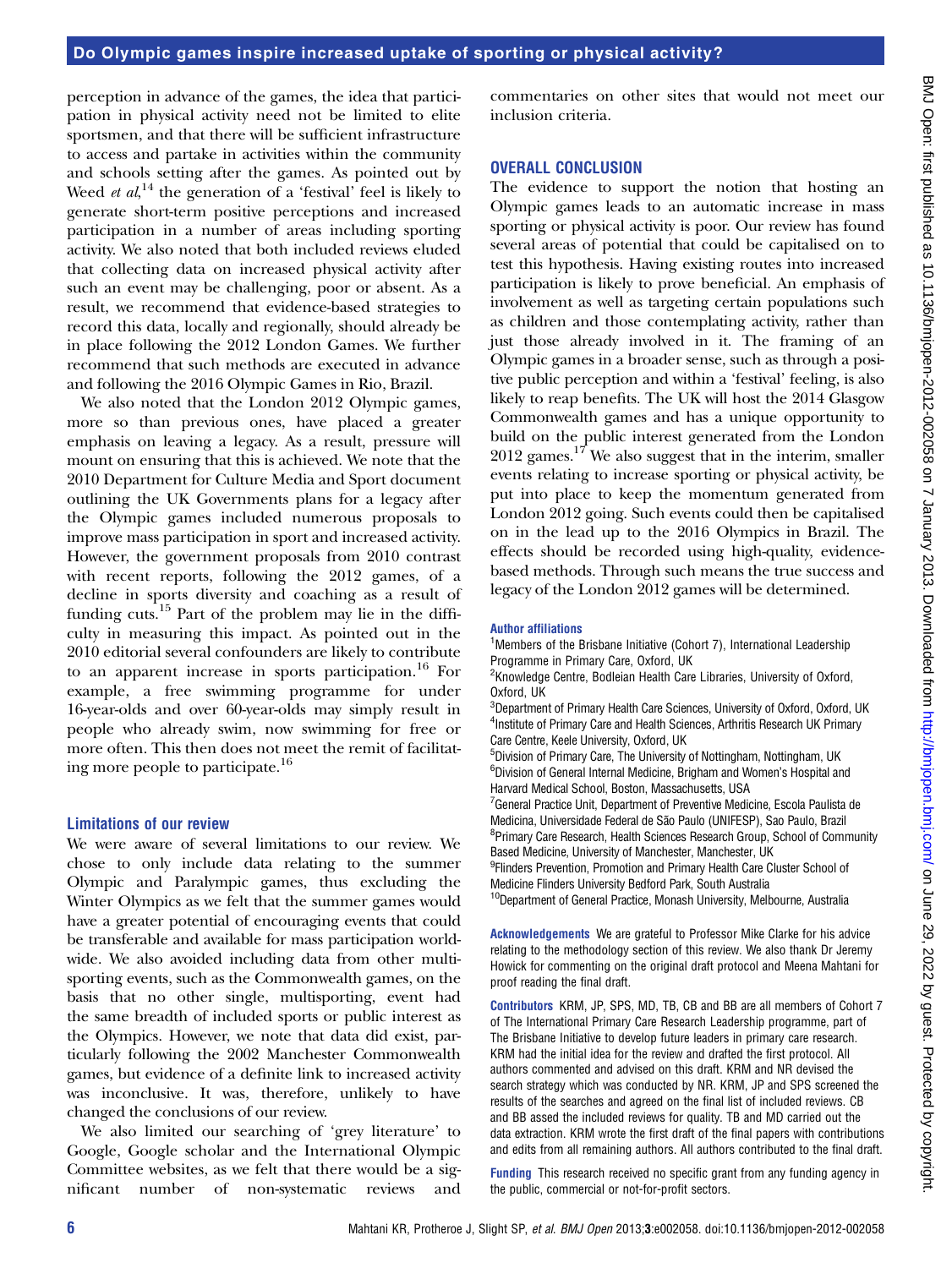perception in advance of the games, the idea that participation in physical activity need not be limited to elite sportsmen, and that there will be sufficient infrastructure to access and partake in activities within the community and schools setting after the games. As pointed out by Weed *et al*,[14] the generation of a 'festival' feel is likely to generate short-term positive perceptions and increased participation in a number of areas including sporting activity. We also noted that both included reviews eluded that collecting data on increased physical activity after such an event may be challenging, poor or absent. As a result, we recommend that evidence-based strategies to record this data, locally and regionally, should already be in place following the 2012 London Games. We further recommend that such methods are executed in advance and following the 2016 Olympic Games in Rio, Brazil.

We also noted that the London 2012 Olympic games, more so than previous ones, have placed a greater emphasis on leaving a legacy. As a result, pressure will mount on ensuring that this is achieved. We note that the 2010 Department for Culture Media and Sport document outlining the UK Governments plans for a legacy after the Olympic games included numerous proposals to improve mass participation in sport and increased activity. However, the government proposals from 2010 contrast with recent reports, following the 2012 games, of a decline in sports diversity and coaching as a result of funding cuts.[15] Part of the problem may lie in the difficulty in measuring this impact. As pointed out in the 2010 editorial several confounders are likely to contribute to an apparent increase in sports participation.[16] For example, a free swimming programme for under 16-year-olds and over 60-year-olds may simply result in people who already swim, now swimming for free or more often. This then does not meet the remit of facilitating more people to participate.[16]

### Limitations of our review

We were aware of several limitations to our review. We chose to only include data relating to the summer Olympic and Paralympic games, thus excluding the Winter Olympics as we felt that the summer games would have a greater potential of encouraging events that could be transferable and available for mass participation worldwide. We also avoided including data from other multisporting events, such as the Commonwealth games, on the basis that no other single, multisporting, event had the same breadth of included sports or public interest as the Olympics. However, we note that data did exist, particularly following the 2002 Manchester Commonwealth games, but evidence of a definite link to increased activity was inconclusive. It was, therefore, unlikely to have changed the conclusions of our review.

We also limited our searching of 'grey literature' to Google, Google scholar and the International Olympic Committee websites, as we felt that there would be a significant number of non-systematic reviews and commentaries on other sites that would not meet our inclusion criteria.

## OVERALL CONCLUSION

The evidence to support the notion that hosting an Olympic games leads to an automatic increase in mass sporting or physical activity is poor. Our review has found several areas of potential that could be capitalised on to test this hypothesis. Having existing routes into increased participation is likely to prove beneficial. An emphasis of involvement as well as targeting certain populations such as children and those contemplating activity, rather than just those already involved in it. The framing of an Olympic games in a broader sense, such as through a positive public perception and within a 'festival' feeling, is also likely to reap benefits. The UK will host the 2014 Glasgow Commonwealth games and has a unique opportunity to build on the public interest generated from the London 2012 games.[17] We also suggest that in the interim, smaller events relating to increase sporting or physical activity, be put into place to keep the momentum generated from London 2012 going. Such events could then be capitalised on in the lead up to the 2016 Olympics in Brazil. The effects should be recorded using high-quality, evidence-based methods. Through such means the true success and legacy of the London 2012 games will be determined.

**Author affiliations**

[1]Members of the Brisbane Initiative (Cohort 7), International Leadership Programme in Primary Care, Oxford, UK
[2]Knowledge Centre, Bodleian Health Care Libraries, University of Oxford, Oxford, UK
[3]Department of Primary Health Care Sciences, University of Oxford, Oxford, UK
[4]Institute of Primary Care and Health Sciences, Arthritis Research UK Primary Care Centre, Keele University, Oxford, UK
[5]Division of Primary Care, The University of Nottingham, Nottingham, UK
[6]Division of General Internal Medicine, Brigham and Women's Hospital and Harvard Medical School, Boston, Massachusetts, USA
[7]General Practice Unit, Department of Preventive Medicine, Escola Paulista de Medicina, Universidade Federal de São Paulo (UNIFESP), Sao Paulo, Brazil
[8]Primary Care Research, Health Sciences Research Group, School of Community Based Medicine, University of Manchester, Manchester, UK
[9]Flinders Prevention, Promotion and Primary Health Care Cluster School of Medicine Flinders University Bedford Park, South Australia
[10]Department of General Practice, Monash University, Melbourne, Australia

**Acknowledgements** We are grateful to Professor Mike Clarke for his advice relating to the methodology section of this review. We also thank Dr Jeremy Howick for commenting on the original draft protocol and Meena Mahtani for proof reading the final draft.

**Contributors** KRM, JP, SPS, MD, TB, CB and BB are all members of Cohort 7 of The International Primary Care Research Leadership programme, part of The Brisbane Initiative to develop future leaders in primary care research. KRM had the initial idea for the review and drafted the first protocol. All authors commented and advised on this draft. KRM and NR devised the search strategy which was conducted by NR. KRM, JP and SPS screened the results of the searches and agreed on the final list of included reviews. CB and BB assed the included reviews for quality. TB and MD carried out the data extraction. KRM wrote the first draft of the final papers with contributions and edits from all remaining authors. All authors contributed to the final draft.

**Funding** This research received no specific grant from any funding agency in the public, commercial or not-for-profit sectors.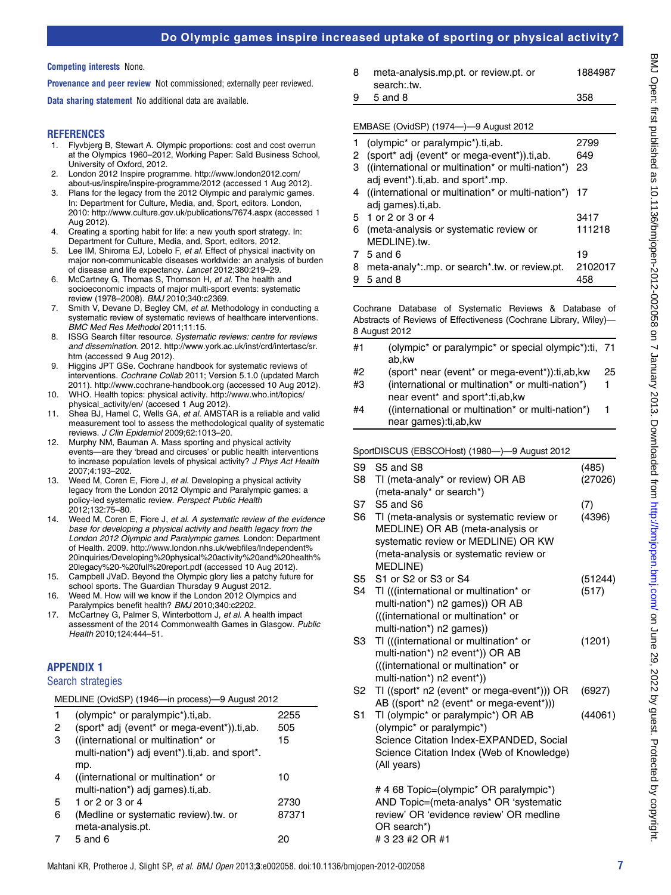**Competing interests** None.

**Provenance and peer review** Not commissioned; externally peer reviewed.

**Data sharing statement** No additional data are available.

## REFERENCES

1. Flyvbjerg B, Stewart A. Olympic proportions: cost and cost overrun at the Olympics 1960–2012, Working Paper: Saïd Business School, University of Oxford, 2012.
2. London 2012 Inspire programme. http://www.london2012.com/about-us/inspire/inspire-programme/2012 (accessed 1 Aug 2012).
3. Plans for the legacy from the 2012 Olympic and paralympic games. In: Department for Culture, Media, and, Sport, editors. London, 2010: http://www.culture.gov.uk/publications/7674.aspx (accessed 1 Aug 2012).
4. Creating a sporting habit for life: a new youth sport strategy. In: Department for Culture, Media, and, Sport, editors, 2012.
5. Lee IM, Shiroma EJ, Lobelo F, *et al*. Effect of physical inactivity on major non-communicable diseases worldwide: an analysis of burden of disease and life expectancy. *Lancet* 2012;380:219–29.
6. McCartney G, Thomas S, Thomson H, *et al*. The health and socioeconomic impacts of major multi-sport events: systematic review (1978–2008). *BMJ* 2010;340:c2369.
7. Smith V, Devane D, Begley CM, *et al*. Methodology in conducting a systematic review of systematic reviews of healthcare interventions. *BMC Med Res Methodol* 2011;11:15.
8. ISSG Search filter resource. *Systematic reviews: centre for reviews and dissemination*. 2012. http://www.york.ac.uk/inst/crd/intertasc/sr.htm (accessed 9 Aug 2012).
9. Higgins JPT GSe. Cochrane handbook for systematic reviews of interventions. *Cochrane Collab* 2011; Version 5.1.0 (updated March 2011). http://www.cochrane-handbook.org (accessed 10 Aug 2012).
10. WHO. Health topics: physical activity. http://www.who.int/topics/physical_activity/en/ (accesed 1 Aug 2012).
11. Shea BJ, Hamel C, Wells GA, *et al*. AMSTAR is a reliable and valid measurement tool to assess the methodological quality of systematic reviews. *J Clin Epidemiol* 2009;62:1013–20.
12. Murphy NM, Bauman A. Mass sporting and physical activity events—are they 'bread and circuses' or public health interventions to increase population levels of physical activity? *J Phys Act Health* 2007;4:193–202.
13. Weed M, Coren E, Fiore J, *et al*. Developing a physical activity legacy from the London 2012 Olympic and Paralympic games: a policy-led systematic review. *Perspect Public Health* 2012;132:75–80.
14. Weed M, Coren E, Fiore J, *et al*. *A systematic review of the evidence base for developing a physical activity and health legacy from the London 2012 Olympic and Paralympic games*. London: Department of Health. 2009. http://www.london.nhs.uk/webfiles/Independent%20inquiries/Developing%20physical%20activity%20and%20health%20legacy%20-%20full%20report.pdf (accessed 10 Aug 2012).
15. Campbell JVaD. Beyond the Olympic glory lies a patchy future for school sports. The Guardian Thursday 9 August 2012.
16. Weed M. How will we know if the London 2012 Olympics and Paralympics benefit health? *BMJ* 2010;340:c2202.
17. McCartney G, Palmer S, Winterbottom J, *et al*. A health impact assessment of the 2014 Commonwealth Games in Glasgow. *Public Health* 2010;124:444–51.

## APPENDIX 1

### Search strategies

MEDLINE (OvidSP) (1946—in process)—9 August 2012

| | | |
|---|---|---|
| 1 | (olympic* or paralympic*).ti,ab. | 2255 |
| 2 | (sport* adj (event* or mega-event*)).ti,ab. | 505 |
| 3 | ((international or multination* or multi-nation*) adj event*).ti,ab. and sport*.mp. | 15 |
| 4 | ((international or multination* or multi-nation*) adj games).ti,ab. | 10 |
| 5 | 1 or 2 or 3 or 4 | 2730 |
| 6 | (Medline or systematic review).tw. or meta-analysis.pt. | 87371 |
| 7 | 5 and 6 | 20 |
| 8 | meta-analysis.mp,pt. or review.pt. or search:.tw. | 1884987 |
| 9 | 5 and 8 | 358 |

EMBASE (OvidSP) (1974—)—9 August 2012

| | | |
|---|---|---|
| 1 | (olympic* or paralympic*).ti,ab. | 2799 |
| 2 | (sport* adj (event* or mega-event*)).ti,ab. | 649 |
| 3 | ((international or multination* or multi-nation*) adj event*).ti,ab. and sport*.mp. | 23 |
| 4 | ((international or multination* or multi-nation*) adj games).ti,ab. | 17 |
| 5 | 1 or 2 or 3 or 4 | 3417 |
| 6 | (meta-analysis or systematic review or MEDLINE).tw. | 111218 |
| 7 | 5 and 6 | 19 |
| 8 | meta-analy*:.mp. or search*.tw. or review.pt. | 2102017 |
| 9 | 5 and 8 | 458 |

Cochrane Database of Systematic Reviews & Database of Abstracts of Reviews of Effectiveness (Cochrane Library, Wiley)—8 August 2012

| | | |
|---|---|---|
| #1 | (olympic* or paralympic* or special olympic*):ti, ab,kw | 71 |
| #2 | (sport* near (event* or mega-event*)):ti,ab,kw | 25 |
| #3 | (international or multination* or multi-nation*) near event* and sport*:ti,ab,kw | 1 |
| #4 | ((international or multination* or multi-nation*) near games):ti,ab,kw | 1 |

SportDISCUS (EBSCOHost) (1980—)—9 August 2012

| | | |
|---|---|---|
| S9 | S5 and S8 | (485) |
| S8 | TI (meta-analy* or review) OR AB (meta-analy* or search*) | (27026) |
| S7 | S5 and S6 | (7) |
| S6 | TI (meta-analysis or systematic review or MEDLINE) OR AB (meta-analysis or systematic review or MEDLINE) OR KW (meta-analysis or systematic review or MEDLINE) | (4396) |
| S5 | S1 or S2 or S3 or S4 | (51244) |
| S4 | TI (((international or multination* or multi-nation*) n2 games)) OR AB (((international or multination* or multi-nation*) n2 games)) | (517) |
| S3 | TI (((international or multination* or multi-nation*) n2 event*)) OR AB (((international or multination* or multi-nation*) n2 event*)) | (1201) |
| S2 | TI ((sport* n2 (event* or mega-event*))) OR AB ((sport* n2 (event* or mega-event*))) | (6927) |
| S1 | TI (olympic* or paralympic*) OR AB (olympic* or paralympic*) | (44061) |

Science Citation Index-EXPANDED, Social Science Citation Index (Web of Knowledge) (All years)

# 4 68 Topic=(olympic* OR paralympic*) AND Topic=(meta-analys* OR 'systematic review' OR 'evidence review' OR medline OR search*)
# 3 23 #2 OR #1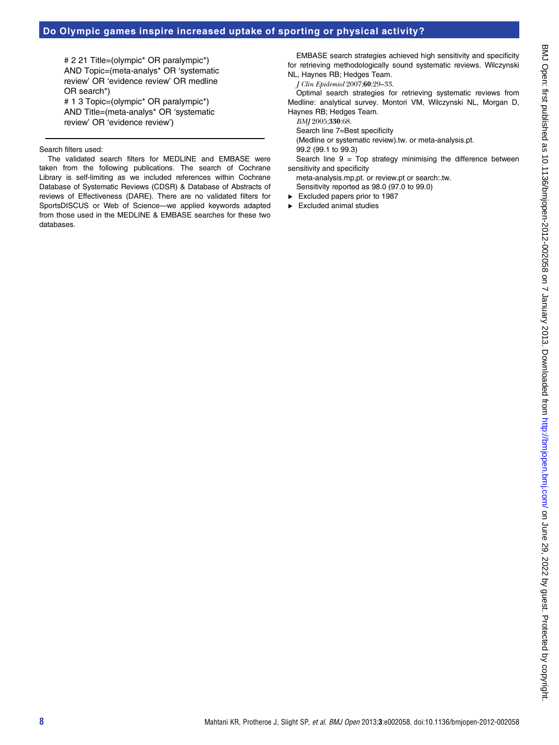# 2 21 Title=(olympic* OR paralympic*) AND Topic=(meta-analys* OR 'systematic review' OR 'evidence review' OR medline OR search*)
# 1 3 Topic=(olympic* OR paralympic*) AND Title=(meta-analys* OR 'systematic review' OR 'evidence review')

---

Search filters used:

The validated search filters for MEDLINE and EMBASE were taken from the following publications. The search of Cochrane Library is self-limiting as we included references within Cochrane Database of Systematic Reviews (CDSR) & Database of Abstracts of reviews of Effectiveness (DARE). There are no validated filters for SportsDISCUS or Web of Science—we applied keywords adapted from those used in the MEDLINE & EMBASE searches for these two databases.

EMBASE search strategies achieved high sensitivity and specificity for retrieving methodologically sound systematic reviews. Wilczynski NL, Haynes RB; Hedges Team.

*J Clin Epidemiol* 2007;**60**:29–33.

Optimal search strategies for retrieving systematic reviews from Medline: analytical survey. Montori VM, Wilczynski NL, Morgan D, Haynes RB; Hedges Team.

*BMJ* 2005;**330**:68.

Search line 7=Best specificity

(Medline or systematic review).tw. or meta-analysis.pt.

99.2 (99.1 to 99.3)

Search line 9 = Top strategy minimising the difference between sensitivity and specificity

meta-analysis.mp,pt. or review.pt or search:.tw.

Sensitivity reported as 98.0 (97.0 to 99.0)

- Excluded papers prior to 1987
- Excluded animal studies